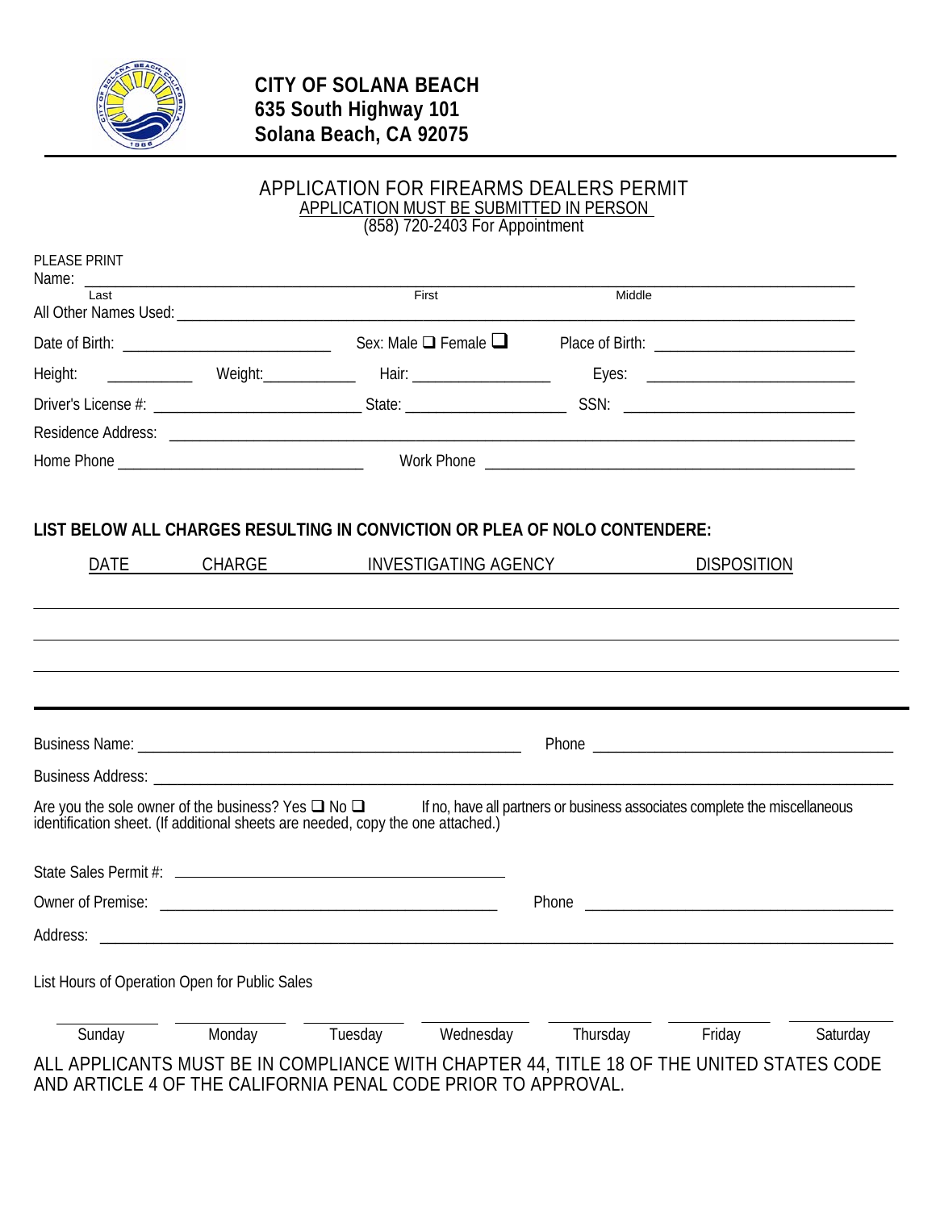**CITY OF SOLANA BEACH**
**635 South Highway 101**
**Solana Beach, CA 92075**

# APPLICATION FOR FIREARMS DEALERS PERMIT

APPLICATION MUST BE SUBMITTED IN PERSON
(858) 720-2403 For Appointment

PLEASE PRINT

Name: ______________________________________________________________
Last First Middle

All Other Names Used: ______________________________________________________________

Date of Birth: ____________________ Sex: Male ☐ Female ☐ Place of Birth: ____________________

Height: __________ Weight: __________ Hair: ______________ Eyes: ____________________

Driver's License #: ____________________ State: ______________ SSN: ____________________

Residence Address: ______________________________________________________________

Home Phone ________________________ Work Phone ____________________________________

**LIST BELOW ALL CHARGES RESULTING IN CONVICTION OR PLEA OF NOLO CONTENDERE:**

| DATE | CHARGE | INVESTIGATING AGENCY | DISPOSITION |
|---|---|---|---|
| | | | |
| | | | |
| | | | |

Business Name: ________________________________________ Phone ____________________________

Business Address: ______________________________________________________________

Are you the sole owner of the business? Yes ☐ No ☐ If no, have all partners or business associates complete the miscellaneous identification sheet. (If additional sheets are needed, copy the one attached.)

State Sales Permit #: ____________________________________

Owner of Premise: ____________________________________ Phone ____________________________

Address: ______________________________________________________________

List Hours of Operation Open for Public Sales

| Sunday | Monday | Tuesday | Wednesday | Thursday | Friday | Saturday |
|---|---|---|---|---|---|---|
| | | | | | | |

ALL APPLICANTS MUST BE IN COMPLIANCE WITH CHAPTER 44, TITLE 18 OF THE UNITED STATES CODE AND ARTICLE 4 OF THE CALIFORNIA PENAL CODE PRIOR TO APPROVAL.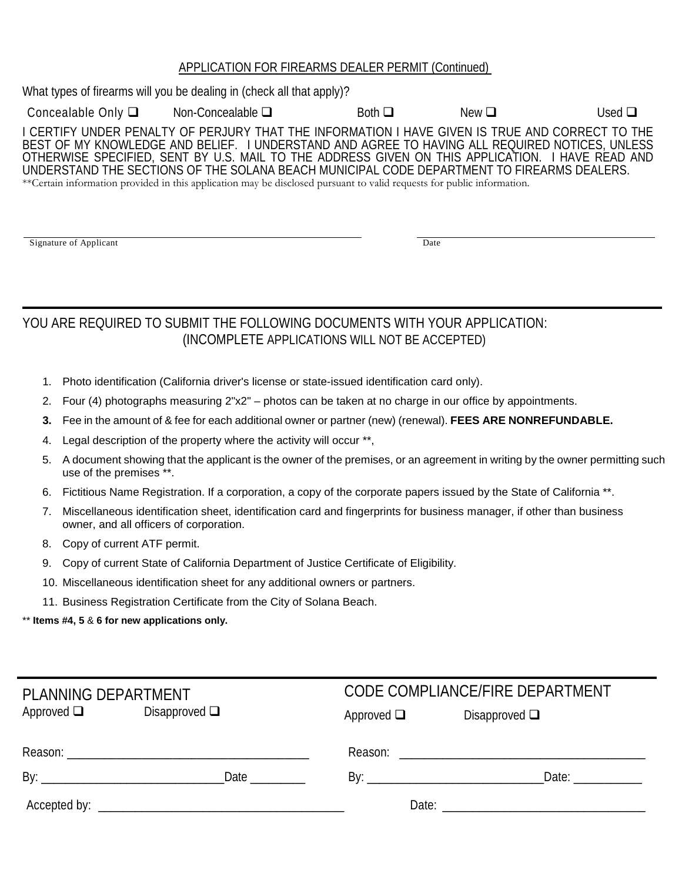## APPLICATION FOR FIREARMS DEALER PERMIT (Continued)

What types of firearms will you be dealing in (check all that apply)?

Concealable Only ☐ Non-Concealable ☐ Both ☐ New ☐ Used ☐

I CERTIFY UNDER PENALTY OF PERJURY THAT THE INFORMATION I HAVE GIVEN IS TRUE AND CORRECT TO THE BEST OF MY KNOWLEDGE AND BELIEF. I UNDERSTAND AND AGREE TO HAVING ALL REQUIRED NOTICES, UNLESS OTHERWISE SPECIFIED, SENT BY U.S. MAIL TO THE ADDRESS GIVEN ON THIS APPLICATION. I HAVE READ AND UNDERSTAND THE SECTIONS OF THE SOLANA BEACH MUNICIPAL CODE DEPARTMENT TO FIREARMS DEALERS.

**Certain information provided in this application may be disclosed pursuant to valid requests for public information.

_______________________________ Signature of Applicant

_______________________________ Date

---

YOU ARE REQUIRED TO SUBMIT THE FOLLOWING DOCUMENTS WITH YOUR APPLICATION:
(INCOMPLETE APPLICATIONS WILL NOT BE ACCEPTED)

1. Photo identification (California driver's license or state-issued identification card only).
2. Four (4) photographs measuring 2"x2" – photos can be taken at no charge in our office by appointments.
3. Fee in the amount of & fee for each additional owner or partner (new) (renewal). **FEES ARE NONREFUNDABLE.**
4. Legal description of the property where the activity will occur **,
5. A document showing that the applicant is the owner of the premises, or an agreement in writing by the owner permitting such use of the premises **.
6. Fictitious Name Registration. If a corporation, a copy of the corporate papers issued by the State of California **.
7. Miscellaneous identification sheet, identification card and fingerprints for business manager, if other than business owner, and all officers of corporation.
8. Copy of current ATF permit.
9. Copy of current State of California Department of Justice Certificate of Eligibility.
10. Miscellaneous identification sheet for any additional owners or partners.
11. Business Registration Certificate from the City of Solana Beach.

** **Items #4, 5** & **6 for new applications only.**

---

PLANNING DEPARTMENT

Approved ☐ Disapproved ☐

Reason: ______________________________________

By: ____________________________ Date ________

Accepted by: ______________________________________

CODE COMPLIANCE/FIRE DEPARTMENT

Approved ☐ Disapproved ☐

Reason: ______________________________________

By: ____________________________ Date: __________

Date: ______________________________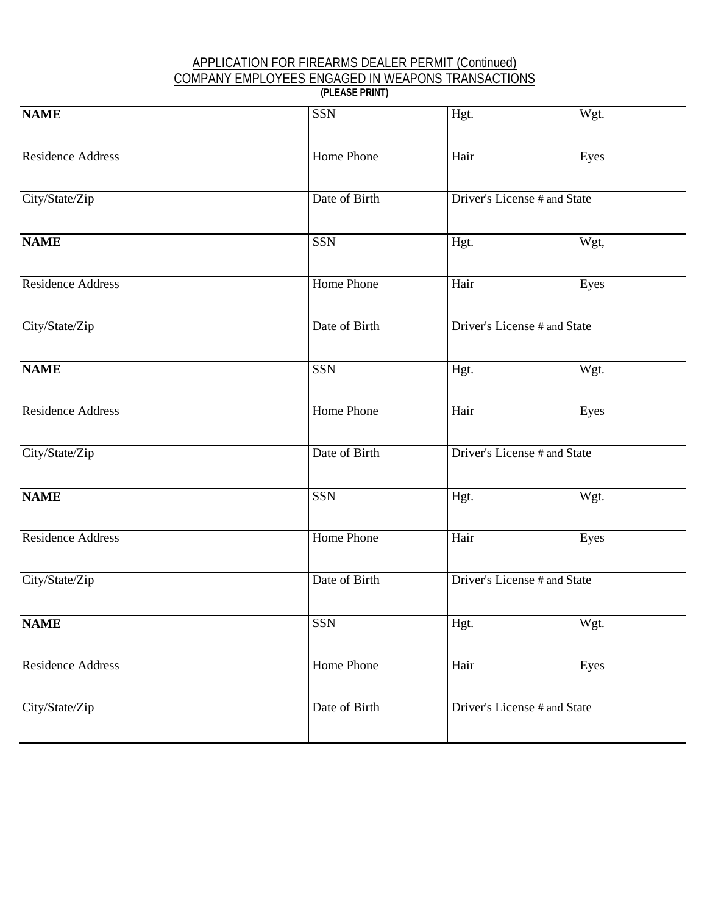APPLICATION FOR FIREARMS DEALER PERMIT (Continued)
COMPANY EMPLOYEES ENGAGED IN WEAPONS TRANSACTIONS
**(PLEASE PRINT)**

| **NAME** | SSN | Hgt. | Wgt. |
|---|---|---|---|
| Residence Address | Home Phone | Hair | Eyes |
| City/State/Zip | Date of Birth | Driver's License # and State | |
| **NAME** | SSN | Hgt. | Wgt, |
| Residence Address | Home Phone | Hair | Eyes |
| City/State/Zip | Date of Birth | Driver's License # and State | |
| **NAME** | SSN | Hgt. | Wgt. |
| Residence Address | Home Phone | Hair | Eyes |
| City/State/Zip | Date of Birth | Driver's License # and State | |
| **NAME** | SSN | Hgt. | Wgt. |
| Residence Address | Home Phone | Hair | Eyes |
| City/State/Zip | Date of Birth | Driver's License # and State | |
| **NAME** | SSN | Hgt. | Wgt. |
| Residence Address | Home Phone | Hair | Eyes |
| City/State/Zip | Date of Birth | Driver's License # and State | |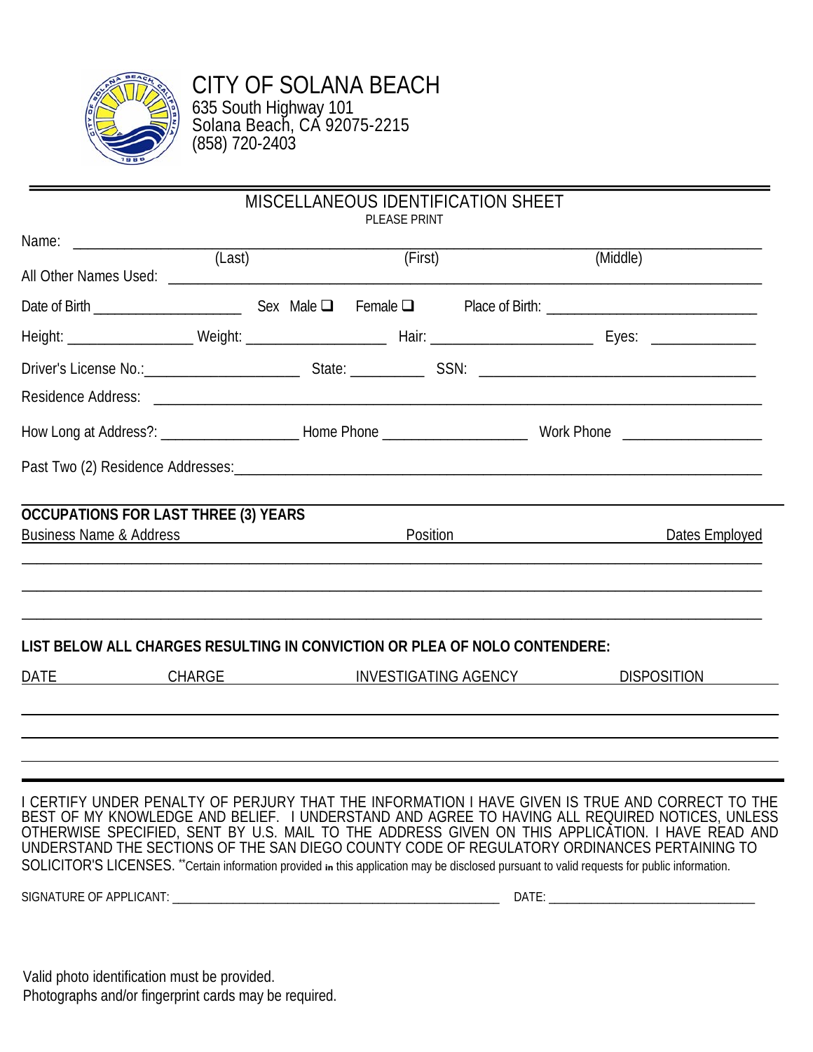# CITY OF SOLANA BEACH

635 South Highway 101
Solana Beach, CA 92075-2215
(858) 720-2403

## MISCELLANEOUS IDENTIFICATION SHEET

PLEASE PRINT

Name: ______________________________________________________________
(Last) (First) (Middle)

All Other Names Used: ______________________________________________

Date of Birth ____________________ Sex Male ❑ Female ❑ Place of Birth: ____________________________

Height: ________________ Weight: __________________ Hair: _____________________ Eyes: ______________

Driver's License No.:____________________ State: __________ SSN: ____________________________________

Residence Address: __________________________________________________________________________

How Long at Address?: __________________ Home Phone ___________________ Work Phone ___________________

Past Two (2) Residence Addresses:____________________________________________________________

**OCCUPATIONS FOR LAST THREE (3) YEARS**

| Business Name & Address | Position | Dates Employed |
| --- | --- | --- |
| | | |
| | | |
| | | |

**LIST BELOW ALL CHARGES RESULTING IN CONVICTION OR PLEA OF NOLO CONTENDERE:**

| DATE | CHARGE | INVESTIGATING AGENCY | DISPOSITION |
| --- | --- | --- | --- |
| | | | |
| | | | |
| | | | |

I CERTIFY UNDER PENALTY OF PERJURY THAT THE INFORMATION I HAVE GIVEN IS TRUE AND CORRECT TO THE BEST OF MY KNOWLEDGE AND BELIEF. I UNDERSTAND AND AGREE TO HAVING ALL REQUIRED NOTICES, UNLESS OTHERWISE SPECIFIED, SENT BY U.S. MAIL TO THE ADDRESS GIVEN ON THIS APPLICATION. I HAVE READ AND UNDERSTAND THE SECTIONS OF THE SAN DIEGO COUNTY CODE OF REGULATORY ORDINANCES PERTAINING TO SOLICITOR'S LICENSES. **Certain information provided in this application may be disclosed pursuant to valid requests for public information.

SIGNATURE OF APPLICANT: ____________________________________________ DATE: ______________________________

Valid photo identification must be provided.
Photographs and/or fingerprint cards may be required.